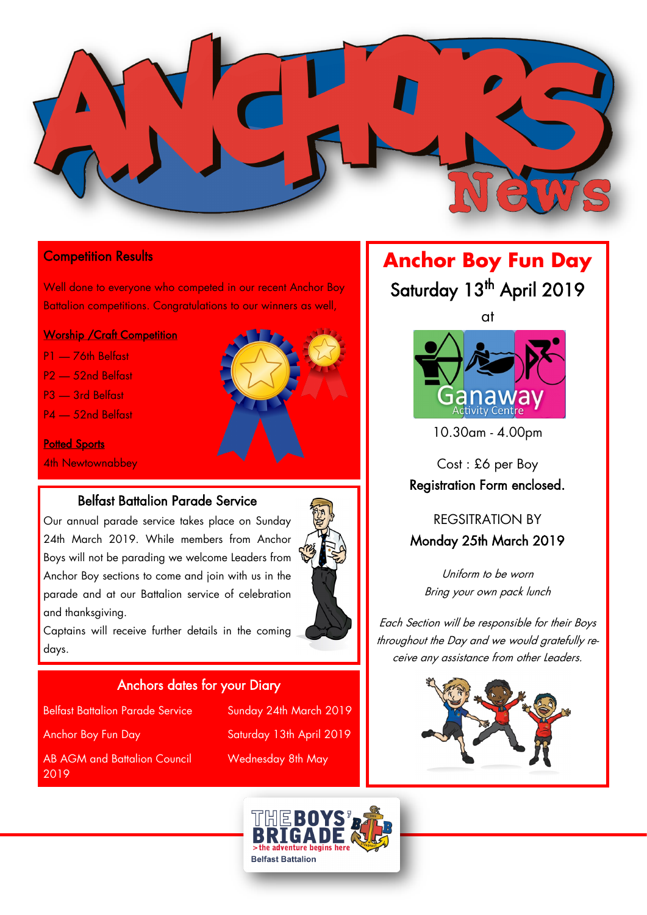# ANCHORS News

## Competition Results

Well done to everyone who competed in our recent Anchor Boy Battalion competitions. Congratulations to our winners as well,

**Worship /Craft Competition**

P1 — 76th Belfast

P2 — 52nd Belfast

P3 — 3rd Belfast

P4 — 52nd Belfast

**Potted Sports**

4th Newtownabbey

## Belfast Battalion Parade Service

Our annual parade service takes place on Sunday 24th March 2019. While members from Anchor Boys will not be parading we welcome Leaders from Anchor Boy sections to come and join with us in the parade and at our Battalion service of celebration and thanksgiving.

Captains will receive further details in the coming days.

## Anchors dates for your Diary

| | |
|---|---|
| Belfast Battalion Parade Service | Sunday 24th March 2019 |
| Anchor Boy Fun Day | Saturday 13th April 2019 |
| AB AGM and Battalion Council 2019 | Wednesday 8th May |

## Anchor Boy Fun Day

Saturday 13th April 2019

at

Ganaway Activity Centre

10.30am - 4.00pm

Cost : £6 per Boy

Registration Form enclosed.

REGSITRATION BY

Monday 25th March 2019

*Uniform to be worn*

*Bring your own pack lunch*

*Each Section will be responsible for their Boys throughout the Day and we would gratefully receive any assistance from other Leaders.*

THE BOYS' BRIGADE
>the adventure begins here
Belfast Battalion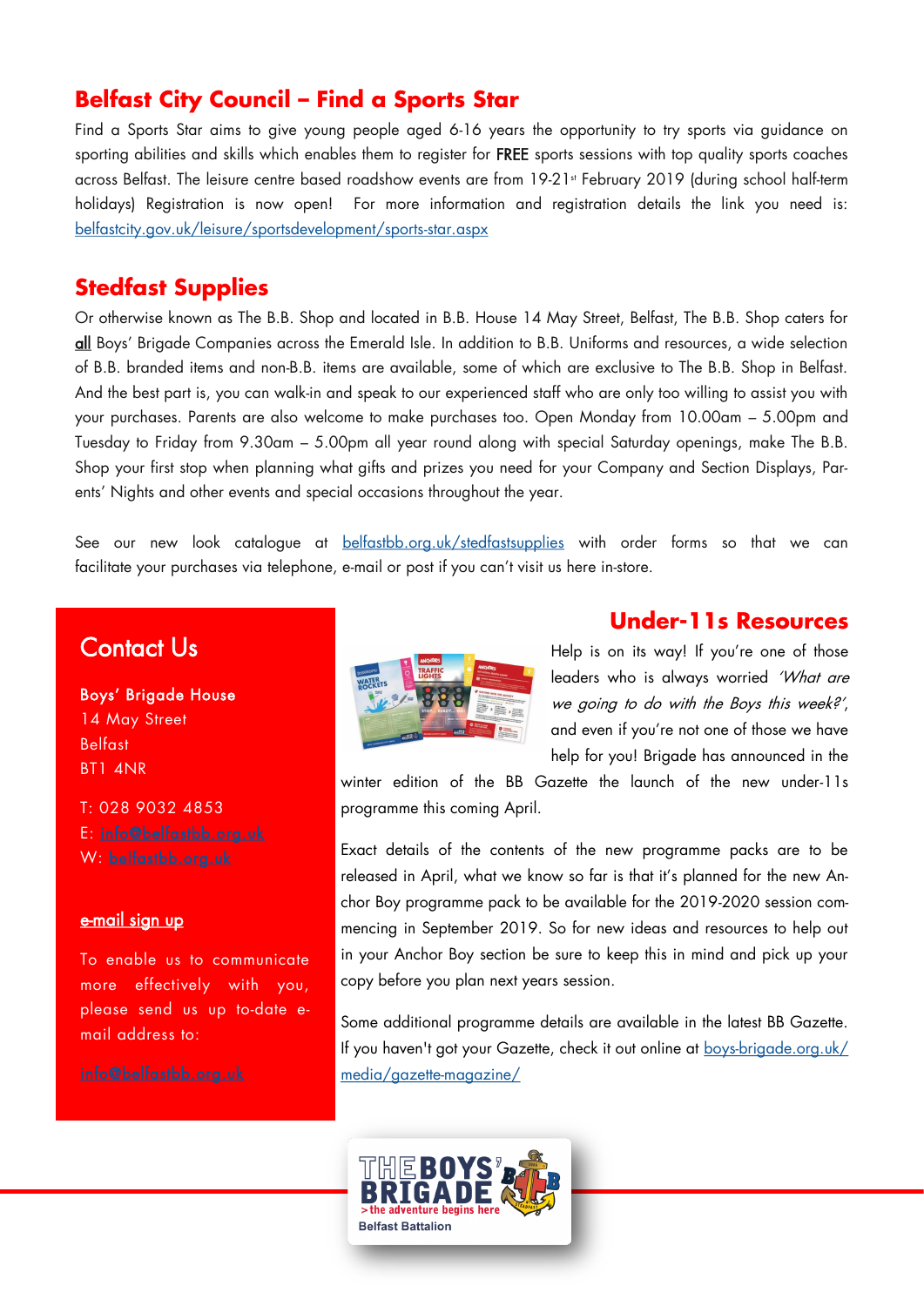## Belfast City Council – Find a Sports Star

Find a Sports Star aims to give young people aged 6-16 years the opportunity to try sports via guidance on sporting abilities and skills which enables them to register for **FREE** sports sessions with top quality sports coaches across Belfast. The leisure centre based roadshow events are from 19-21st February 2019 (during school half-term holidays) Registration is now open! For more information and registration details the link you need is: belfastcity.gov.uk/leisure/sportsdevelopment/sports-star.aspx

## Stedfast Supplies

Or otherwise known as The B.B. Shop and located in B.B. House 14 May Street, Belfast, The B.B. Shop caters for **all** Boys' Brigade Companies across the Emerald Isle. In addition to B.B. Uniforms and resources, a wide selection of B.B. branded items and non-B.B. items are available, some of which are exclusive to The B.B. Shop in Belfast. And the best part is, you can walk-in and speak to our experienced staff who are only too willing to assist you with your purchases. Parents are also welcome to make purchases too. Open Monday from 10.00am – 5.00pm and Tuesday to Friday from 9.30am – 5.00pm all year round along with special Saturday openings, make The B.B. Shop your first stop when planning what gifts and prizes you need for your Company and Section Displays, Parents' Nights and other events and special occasions throughout the year.

See our new look catalogue at belfastbb.org.uk/stedfastsupplies with order forms so that we can facilitate your purchases via telephone, e-mail or post if you can't visit us here in-store.

## Contact Us

**Boys' Brigade House**
14 May Street
Belfast
BT1 4NR

T: 028 9032 4853
E: info@belfastbb.org.uk
W: belfastbb.org.uk

**e-mail sign up**

To enable us to communicate more effectively with you, please send us up to-date e-mail address to:

info@belfastbb.org.uk

## Under-11s Resources

Help is on its way! If you're one of those leaders who is always worried *'What are we going to do with the Boys this week?'*, and even if you're not one of those we have help for you! Brigade has announced in the winter edition of the BB Gazette the launch of the new under-11s programme this coming April.

Exact details of the contents of the new programme packs are to be released in April, what we know so far is that it's planned for the new Anchor Boy programme pack to be available for the 2019-2020 session commencing in September 2019. So for new ideas and resources to help out in your Anchor Boy section be sure to keep this in mind and pick up your copy before you plan next years session.

Some additional programme details are available in the latest BB Gazette. If you haven't got your Gazette, check it out online at boys-brigade.org.uk/media/gazette-magazine/

THE BOYS' BRIGADE
>the adventure begins here
Belfast Battalion